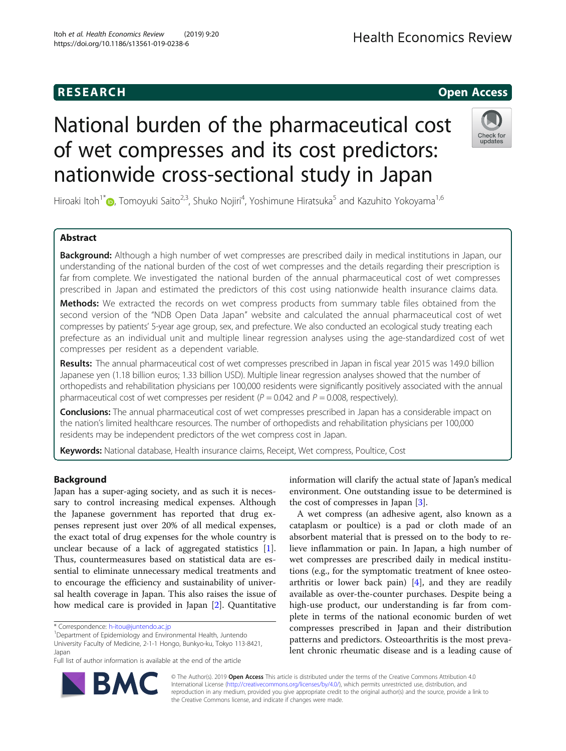RESEARCH

Open Access

# National burden of the pharmaceutical cost of wet compresses and its cost predictors: nationwide cross-sectional study in Japan

Hiroaki Itoh[1*], Tomoyuki Saito[2,3], Shuko Nojiri[4], Yoshimune Hiratsuka[5] and Kazuhito Yokoyama[1,6]

## Abstract

**Background:** Although a high number of wet compresses are prescribed daily in medical institutions in Japan, our understanding of the national burden of the cost of wet compresses and the details regarding their prescription is far from complete. We investigated the national burden of the annual pharmaceutical cost of wet compresses prescribed in Japan and estimated the predictors of this cost using nationwide health insurance claims data.

**Methods:** We extracted the records on wet compress products from summary table files obtained from the second version of the "NDB Open Data Japan" website and calculated the annual pharmaceutical cost of wet compresses by patients' 5-year age group, sex, and prefecture. We also conducted an ecological study treating each prefecture as an individual unit and multiple linear regression analyses using the age-standardized cost of wet compresses per resident as a dependent variable.

**Results:** The annual pharmaceutical cost of wet compresses prescribed in Japan in fiscal year 2015 was 149.0 billion Japanese yen (1.18 billion euros; 1.33 billion USD). Multiple linear regression analyses showed that the number of orthopedists and rehabilitation physicians per 100,000 residents were significantly positively associated with the annual pharmaceutical cost of wet compresses per resident ($P = 0.042$ and $P = 0.008$, respectively).

**Conclusions:** The annual pharmaceutical cost of wet compresses prescribed in Japan has a considerable impact on the nation's limited healthcare resources. The number of orthopedists and rehabilitation physicians per 100,000 residents may be independent predictors of the wet compress cost in Japan.

**Keywords:** National database, Health insurance claims, Receipt, Wet compress, Poultice, Cost

## Background

Japan has a super-aging society, and as such it is necessary to control increasing medical expenses. Although the Japanese government has reported that drug expenses represent just over 20% of all medical expenses, the exact total of drug expenses for the whole country is unclear because of a lack of aggregated statistics [1]. Thus, countermeasures based on statistical data are essential to eliminate unnecessary medical treatments and to encourage the efficiency and sustainability of universal health coverage in Japan. This also raises the issue of how medical care is provided in Japan [2]. Quantitative information will clarify the actual state of Japan's medical environment. One outstanding issue to be determined is the cost of compresses in Japan [3].

A wet compress (an adhesive agent, also known as a cataplasm or poultice) is a pad or cloth made of an absorbent material that is pressed on to the body to relieve inflammation or pain. In Japan, a high number of wet compresses are prescribed daily in medical institutions (e.g., for the symptomatic treatment of knee osteoarthritis or lower back pain) [4], and they are readily available as over-the-counter purchases. Despite being a high-use product, our understanding is far from complete in terms of the national economic burden of wet compresses prescribed in Japan and their distribution patterns and predictors. Osteoarthritis is the most prevalent chronic rheumatic disease and is a leading cause of

* Correspondence: h-itou@juntendo.ac.jp
[1]Department of Epidemiology and Environmental Health, Juntendo University Faculty of Medicine, 2-1-1 Hongo, Bunkyo-ku, Tokyo 113-8421, Japan
Full list of author information is available at the end of the article

© The Author(s). 2019 **Open Access** This article is distributed under the terms of the Creative Commons Attribution 4.0 International License (http://creativecommons.org/licenses/by/4.0/), which permits unrestricted use, distribution, and reproduction in any medium, provided you give appropriate credit to the original author(s) and the source, provide a link to the Creative Commons license, and indicate if changes were made.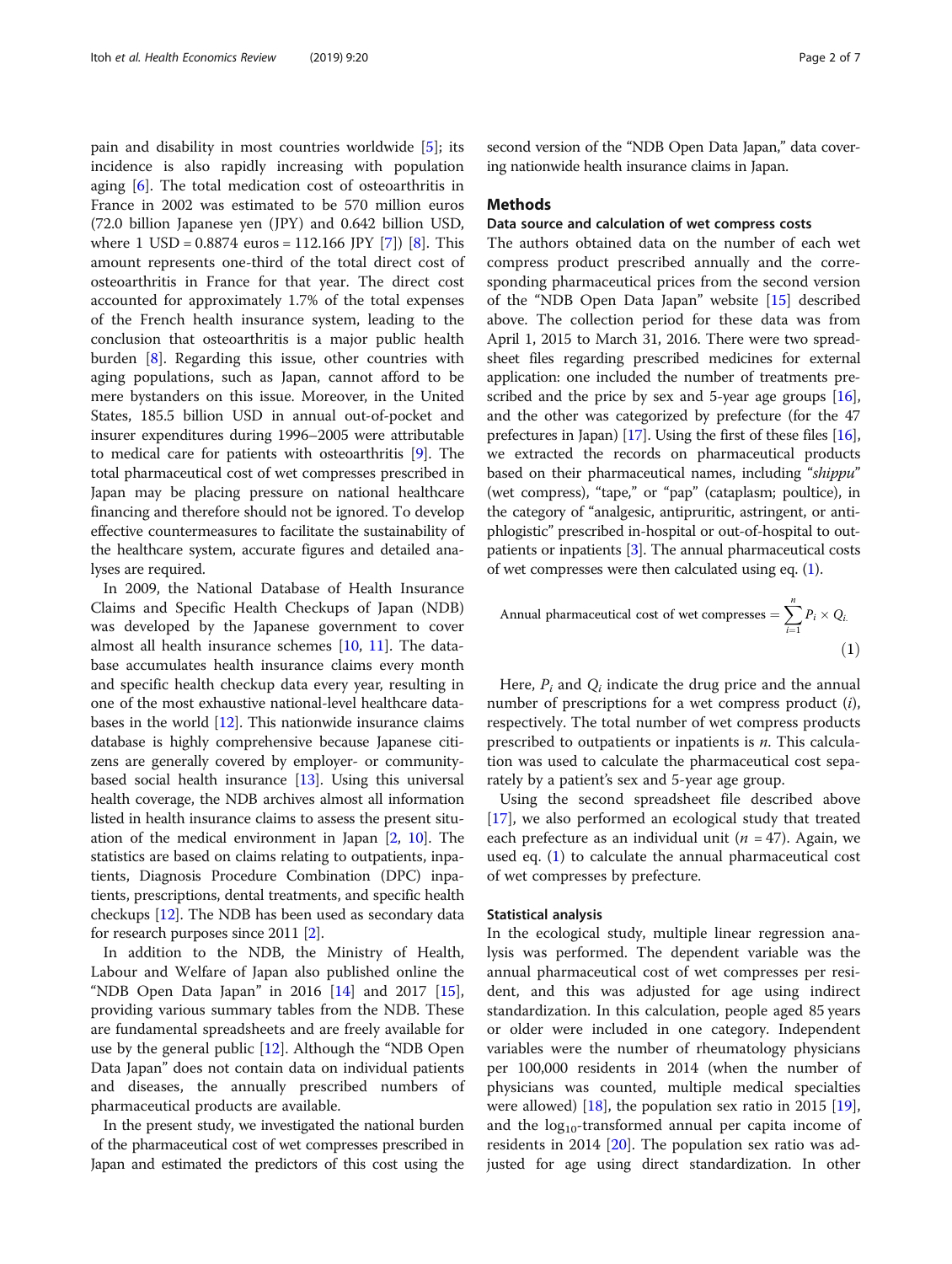pain and disability in most countries worldwide [5]; its incidence is also rapidly increasing with population aging [6]. The total medication cost of osteoarthritis in France in 2002 was estimated to be 570 million euros (72.0 billion Japanese yen (JPY) and 0.642 billion USD, where 1 USD = 0.8874 euros = 112.166 JPY [7]) [8]. This amount represents one-third of the total direct cost of osteoarthritis in France for that year. The direct cost accounted for approximately 1.7% of the total expenses of the French health insurance system, leading to the conclusion that osteoarthritis is a major public health burden [8]. Regarding this issue, other countries with aging populations, such as Japan, cannot afford to be mere bystanders on this issue. Moreover, in the United States, 185.5 billion USD in annual out-of-pocket and insurer expenditures during 1996–2005 were attributable to medical care for patients with osteoarthritis [9]. The total pharmaceutical cost of wet compresses prescribed in Japan may be placing pressure on national healthcare financing and therefore should not be ignored. To develop effective countermeasures to facilitate the sustainability of the healthcare system, accurate figures and detailed analyses are required.

In 2009, the National Database of Health Insurance Claims and Specific Health Checkups of Japan (NDB) was developed by the Japanese government to cover almost all health insurance schemes [10, 11]. The database accumulates health insurance claims every month and specific health checkup data every year, resulting in one of the most exhaustive national-level healthcare databases in the world [12]. This nationwide insurance claims database is highly comprehensive because Japanese citizens are generally covered by employer- or community-based social health insurance [13]. Using this universal health coverage, the NDB archives almost all information listed in health insurance claims to assess the present situation of the medical environment in Japan [2, 10]. The statistics are based on claims relating to outpatients, inpatients, Diagnosis Procedure Combination (DPC) inpatients, prescriptions, dental treatments, and specific health checkups [12]. The NDB has been used as secondary data for research purposes since 2011 [2].

In addition to the NDB, the Ministry of Health, Labour and Welfare of Japan also published online the "NDB Open Data Japan" in 2016 [14] and 2017 [15], providing various summary tables from the NDB. These are fundamental spreadsheets and are freely available for use by the general public [12]. Although the "NDB Open Data Japan" does not contain data on individual patients and diseases, the annually prescribed numbers of pharmaceutical products are available.

In the present study, we investigated the national burden of the pharmaceutical cost of wet compresses prescribed in Japan and estimated the predictors of this cost using the second version of the "NDB Open Data Japan," data covering nationwide health insurance claims in Japan.

## Methods

### Data source and calculation of wet compress costs

The authors obtained data on the number of each wet compress product prescribed annually and the corresponding pharmaceutical prices from the second version of the "NDB Open Data Japan" website [15] described above. The collection period for these data was from April 1, 2015 to March 31, 2016. There were two spreadsheet files regarding prescribed medicines for external application: one included the number of treatments prescribed and the price by sex and 5-year age groups [16], and the other was categorized by prefecture (for the 47 prefectures in Japan) [17]. Using the first of these files [16], we extracted the records on pharmaceutical products based on their pharmaceutical names, including "*shippu*" (wet compress), "tape," or "pap" (cataplasm; poultice), in the category of "analgesic, antipruritic, astringent, or antiphlogistic" prescribed in-hospital or out-of-hospital to outpatients or inpatients [3]. The annual pharmaceutical costs of wet compresses were then calculated using eq. (1).

$$\text{Annual pharmaceutical cost of wet compresses} = \sum_{i=1}^{n} P_i \times Q_i \qquad (1)$$

Here, $P_i$ and $Q_i$ indicate the drug price and the annual number of prescriptions for a wet compress product ($i$), respectively. The total number of wet compress products prescribed to outpatients or inpatients is $n$. This calculation was used to calculate the pharmaceutical cost separately by a patient's sex and 5-year age group.

Using the second spreadsheet file described above [17], we also performed an ecological study that treated each prefecture as an individual unit ($n = 47$). Again, we used eq. (1) to calculate the annual pharmaceutical cost of wet compresses by prefecture.

### Statistical analysis

In the ecological study, multiple linear regression analysis was performed. The dependent variable was the annual pharmaceutical cost of wet compresses per resident, and this was adjusted for age using indirect standardization. In this calculation, people aged 85 years or older were included in one category. Independent variables were the number of rheumatology physicians per 100,000 residents in 2014 (when the number of physicians was counted, multiple medical specialties were allowed) [18], the population sex ratio in 2015 [19], and the $\log_{10}$-transformed annual per capita income of residents in 2014 [20]. The population sex ratio was adjusted for age using direct standardization. In other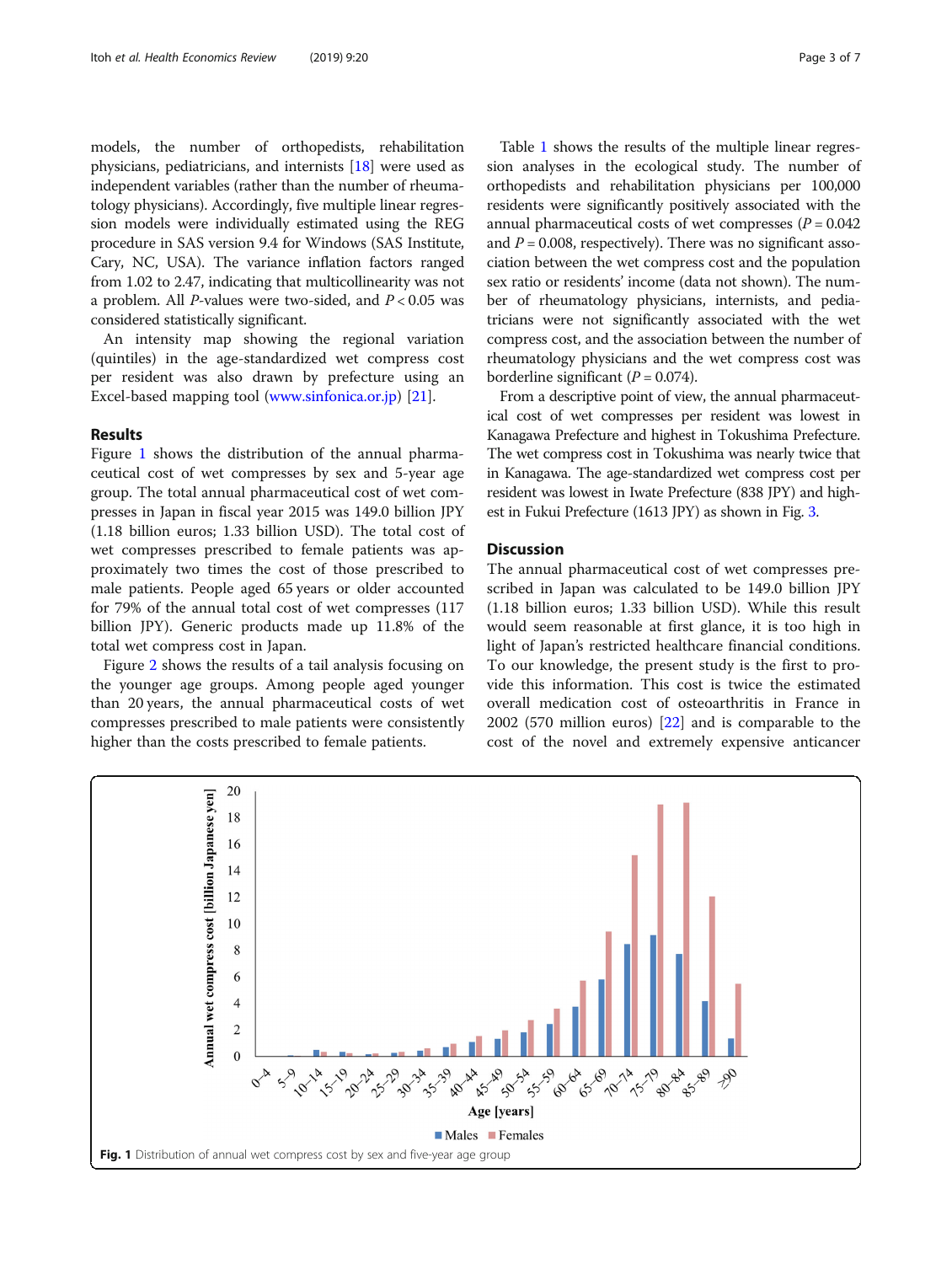models, the number of orthopedists, rehabilitation physicians, pediatricians, and internists [18] were used as independent variables (rather than the number of rheumatology physicians). Accordingly, five multiple linear regression models were individually estimated using the REG procedure in SAS version 9.4 for Windows (SAS Institute, Cary, NC, USA). The variance inflation factors ranged from 1.02 to 2.47, indicating that multicollinearity was not a problem. All *P*-values were two-sided, and $P < 0.05$ was considered statistically significant.

An intensity map showing the regional variation (quintiles) in the age-standardized wet compress cost per resident was also drawn by prefecture using an Excel-based mapping tool (www.sinfonica.or.jp) [21].

## Results

Figure 1 shows the distribution of the annual pharmaceutical cost of wet compresses by sex and 5-year age group. The total annual pharmaceutical cost of wet compresses in Japan in fiscal year 2015 was 149.0 billion JPY (1.18 billion euros; 1.33 billion USD). The total cost of wet compresses prescribed to female patients was approximately two times the cost of those prescribed to male patients. People aged 65 years or older accounted for 79% of the annual total cost of wet compresses (117 billion JPY). Generic products made up 11.8% of the total wet compress cost in Japan.

Figure 2 shows the results of a tail analysis focusing on the younger age groups. Among people aged younger than 20 years, the annual pharmaceutical costs of wet compresses prescribed to male patients were consistently higher than the costs prescribed to female patients.

Table 1 shows the results of the multiple linear regression analyses in the ecological study. The number of orthopedists and rehabilitation physicians per 100,000 residents were significantly positively associated with the annual pharmaceutical costs of wet compresses ($P = 0.042$ and $P = 0.008$, respectively). There was no significant association between the wet compress cost and the population sex ratio or residents' income (data not shown). The number of rheumatology physicians, internists, and pediatricians were not significantly associated with the wet compress cost, and the association between the number of rheumatology physicians and the wet compress cost was borderline significant ($P = 0.074$).

From a descriptive point of view, the annual pharmaceutical cost of wet compresses per resident was lowest in Kanagawa Prefecture and highest in Tokushima Prefecture. The wet compress cost in Tokushima was nearly twice that in Kanagawa. The age-standardized wet compress cost per resident was lowest in Iwate Prefecture (838 JPY) and highest in Fukui Prefecture (1613 JPY) as shown in Fig. 3.

## Discussion

The annual pharmaceutical cost of wet compresses prescribed in Japan was calculated to be 149.0 billion JPY (1.18 billion euros; 1.33 billion USD). While this result would seem reasonable at first glance, it is too high in light of Japan's restricted healthcare financial conditions. To our knowledge, the present study is the first to provide this information. This cost is twice the estimated overall medication cost of osteoarthritis in France in 2002 (570 million euros) [22] and is comparable to the cost of the novel and extremely expensive anticancer

**Fig. 1** Distribution of annual wet compress cost by sex and five-year age group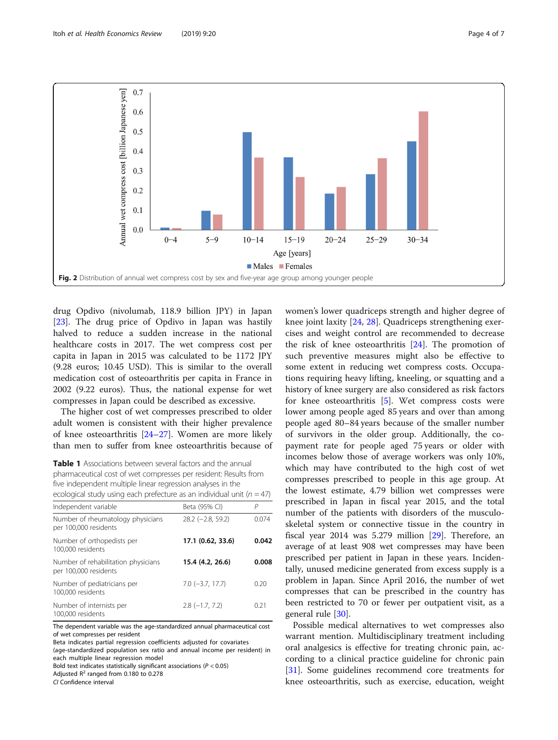Fig. 2 Distribution of annual wet compress cost by sex and five-year age group among younger people

drug Opdivo (nivolumab, 118.9 billion JPY) in Japan [23]. The drug price of Opdivo in Japan was hastily halved to reduce a sudden increase in the national healthcare costs in 2017. The wet compress cost per capita in Japan in 2015 was calculated to be 1172 JPY (9.28 euros; 10.45 USD). This is similar to the overall medication cost of osteoarthritis per capita in France in 2002 (9.22 euros). Thus, the national expense for wet compresses in Japan could be described as excessive.

The higher cost of wet compresses prescribed to older adult women is consistent with their higher prevalence of knee osteoarthritis [24–27]. Women are more likely than men to suffer from knee osteoarthritis because of women's lower quadriceps strength and higher degree of knee joint laxity [24, 28]. Quadriceps strengthening exercises and weight control are recommended to decrease the risk of knee osteoarthritis [24]. The promotion of such preventive measures might also be effective to some extent in reducing wet compress costs. Occupations requiring heavy lifting, kneeling, or squatting and a history of knee surgery are also considered as risk factors for knee osteoarthritis [5]. Wet compress costs were lower among people aged 85 years and over than among people aged 80–84 years because of the smaller number of survivors in the older group. Additionally, the co-payment rate for people aged 75 years or older with incomes below those of average workers was only 10%, which may have contributed to the high cost of wet compresses prescribed to people in this age group. At the lowest estimate, 4.79 billion wet compresses were prescribed in Japan in fiscal year 2015, and the total number of the patients with disorders of the musculoskeletal system or connective tissue in the country in fiscal year 2014 was 5.279 million [29]. Therefore, an average of at least 908 wet compresses may have been prescribed per patient in Japan in these years. Incidentally, unused medicine generated from excess supply is a problem in Japan. Since April 2016, the number of wet compresses that can be prescribed in the country has been restricted to 70 or fewer per outpatient visit, as a general rule [30].

Possible medical alternatives to wet compresses also warrant mention. Multidisciplinary treatment including oral analgesics is effective for treating chronic pain, according to a clinical practice guideline for chronic pain [31]. Some guidelines recommend core treatments for knee osteoarthritis, such as exercise, education, weight

**Table 1** Associations between several factors and the annual pharmaceutical cost of wet compresses per resident: Results from five independent multiple linear regression analyses in the ecological study using each prefecture as an individual unit ($n = 47$)

| Independent variable | Beta (95% CI) | P |
|---|---|---|
| Number of rheumatology physicians per 100,000 residents | 28.2 (−2.8, 59.2) | 0.074 |
| Number of orthopedists per 100,000 residents | **17.1 (0.62, 33.6)** | **0.042** |
| Number of rehabilitation physicians per 100,000 residents | **15.4 (4.2, 26.6)** | **0.008** |
| Number of pediatricians per 100,000 residents | 7.0 (−3.7, 17.7) | 0.20 |
| Number of internists per 100,000 residents | 2.8 (−1.7, 7.2) | 0.21 |

The dependent variable was the age-standardized annual pharmaceutical cost of wet compresses per resident
Beta indicates partial regression coefficients adjusted for covariates (age-standardized population sex ratio and annual income per resident) in each multiple linear regression model
Bold text indicates statistically significant associations ($P < 0.05$)
Adjusted $R^2$ ranged from 0.180 to 0.278
*CI* Confidence interval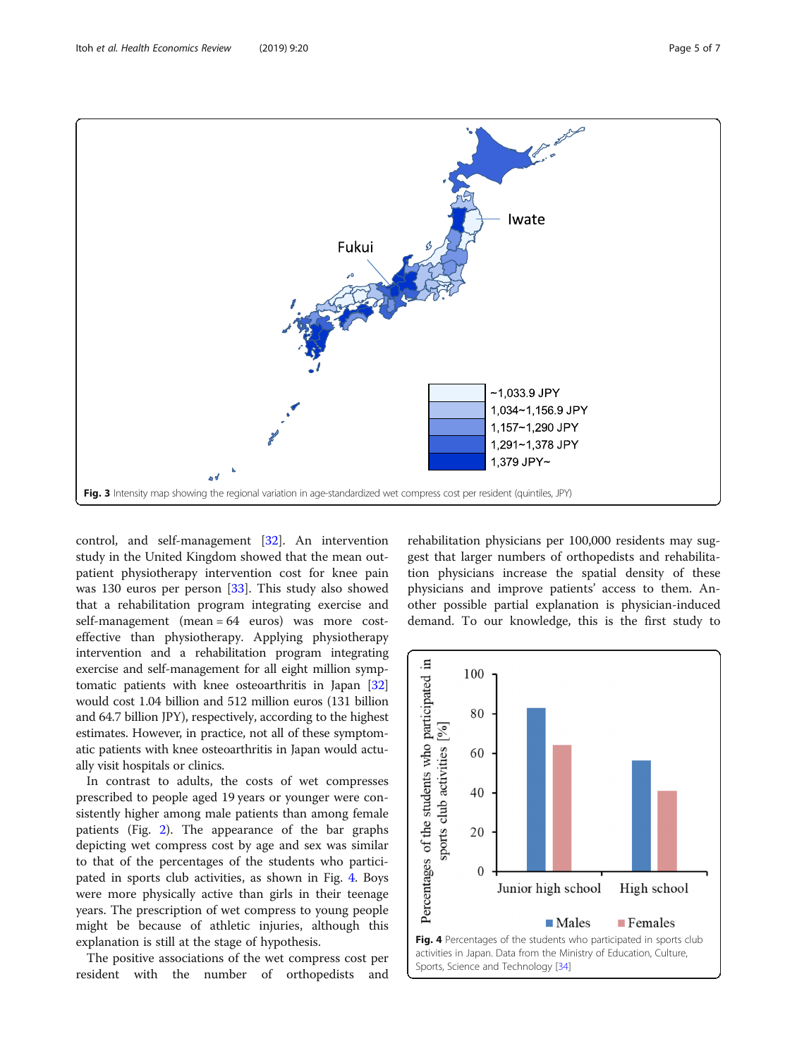Fig. 3 Intensity map showing the regional variation in age-standardized wet compress cost per resident (quintiles, JPY)

control, and self-management [32]. An intervention study in the United Kingdom showed that the mean outpatient physiotherapy intervention cost for knee pain was 130 euros per person [33]. This study also showed that a rehabilitation program integrating exercise and self-management (mean = 64 euros) was more cost-effective than physiotherapy. Applying physiotherapy intervention and a rehabilitation program integrating exercise and self-management for all eight million symptomatic patients with knee osteoarthritis in Japan [32] would cost 1.04 billion and 512 million euros (131 billion and 64.7 billion JPY), respectively, according to the highest estimates. However, in practice, not all of these symptomatic patients with knee osteoarthritis in Japan would actually visit hospitals or clinics.

In contrast to adults, the costs of wet compresses prescribed to people aged 19 years or younger were consistently higher among male patients than among female patients (Fig. 2). The appearance of the bar graphs depicting wet compress cost by age and sex was similar to that of the percentages of the students who participated in sports club activities, as shown in Fig. 4. Boys were more physically active than girls in their teenage years. The prescription of wet compress to young people might be because of athletic injuries, although this explanation is still at the stage of hypothesis.

The positive associations of the wet compress cost per resident with the number of orthopedists and rehabilitation physicians per 100,000 residents may suggest that larger numbers of orthopedists and rehabilitation physicians increase the spatial density of these physicians and improve patients' access to them. Another possible partial explanation is physician-induced demand. To our knowledge, this is the first study to

Fig. 4 Percentages of the students who participated in sports club activities in Japan. Data from the Ministry of Education, Culture, Sports, Science and Technology [34]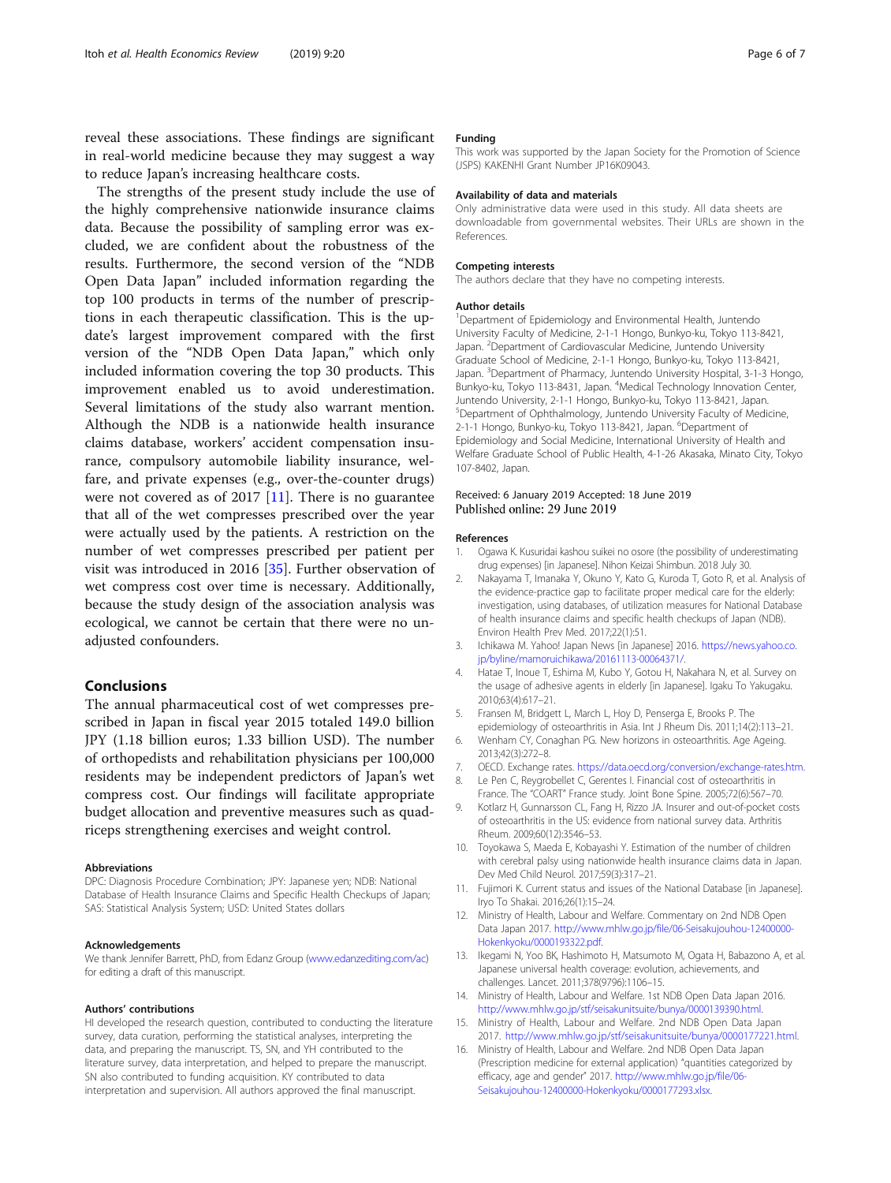reveal these associations. These findings are significant in real-world medicine because they may suggest a way to reduce Japan's increasing healthcare costs.

The strengths of the present study include the use of the highly comprehensive nationwide insurance claims data. Because the possibility of sampling error was excluded, we are confident about the robustness of the results. Furthermore, the second version of the "NDB Open Data Japan" included information regarding the top 100 products in terms of the number of prescriptions in each therapeutic classification. This is the update's largest improvement compared with the first version of the "NDB Open Data Japan," which only included information covering the top 30 products. This improvement enabled us to avoid underestimation. Several limitations of the study also warrant mention. Although the NDB is a nationwide health insurance claims database, workers' accident compensation insurance, compulsory automobile liability insurance, welfare, and private expenses (e.g., over-the-counter drugs) were not covered as of 2017 [11]. There is no guarantee that all of the wet compresses prescribed over the year were actually used by the patients. A restriction on the number of wet compresses prescribed per patient per visit was introduced in 2016 [35]. Further observation of wet compress cost over time is necessary. Additionally, because the study design of the association analysis was ecological, we cannot be certain that there were no unadjusted confounders.

## Conclusions

The annual pharmaceutical cost of wet compresses prescribed in Japan in fiscal year 2015 totaled 149.0 billion JPY (1.18 billion euros; 1.33 billion USD). The number of orthopedists and rehabilitation physicians per 100,000 residents may be independent predictors of Japan's wet compress cost. Our findings will facilitate appropriate budget allocation and preventive measures such as quadriceps strengthening exercises and weight control.

#### Abbreviations

DPC: Diagnosis Procedure Combination; JPY: Japanese yen; NDB: National Database of Health Insurance Claims and Specific Health Checkups of Japan; SAS: Statistical Analysis System; USD: United States dollars

#### Acknowledgements

We thank Jennifer Barrett, PhD, from Edanz Group (www.edanzediting.com/ac) for editing a draft of this manuscript.

#### Authors' contributions

HI developed the research question, contributed to conducting the literature survey, data curation, performing the statistical analyses, interpreting the data, and preparing the manuscript. TS, SN, and YH contributed to the literature survey, data interpretation, and helped to prepare the manuscript. SN also contributed to funding acquisition. KY contributed to data interpretation and supervision. All authors approved the final manuscript.

#### Funding

This work was supported by the Japan Society for the Promotion of Science (JSPS) KAKENHI Grant Number JP16K09043.

#### Availability of data and materials

Only administrative data were used in this study. All data sheets are downloadable from governmental websites. Their URLs are shown in the References.

#### Competing interests

The authors declare that they have no competing interests.

#### Author details

[1]Department of Epidemiology and Environmental Health, Juntendo University Faculty of Medicine, 2-1-1 Hongo, Bunkyo-ku, Tokyo 113-8421, Japan. [2]Department of Cardiovascular Medicine, Juntendo University Graduate School of Medicine, 2-1-1 Hongo, Bunkyo-ku, Tokyo 113-8421, Japan. [3]Department of Pharmacy, Juntendo University Hospital, 3-1-3 Hongo, Bunkyo-ku, Tokyo 113-8431, Japan. [4]Medical Technology Innovation Center, Juntendo University, 2-1-1 Hongo, Bunkyo-ku, Tokyo 113-8421, Japan. [5]Department of Ophthalmology, Juntendo University Faculty of Medicine, 2-1-1 Hongo, Bunkyo-ku, Tokyo 113-8421, Japan. [6]Department of Epidemiology and Social Medicine, International University of Health and Welfare Graduate School of Public Health, 4-1-26 Akasaka, Minato City, Tokyo 107-8402, Japan.

Received: 6 January 2019 Accepted: 18 June 2019
Published online: 29 June 2019

#### References

1. Ogawa K. Kusuridai kashou suikei no osore (the possibility of underestimating drug expenses) [in Japanese]. Nihon Keizai Shimbun. 2018 July 30.
2. Nakayama T, Imanaka Y, Okuno Y, Kato G, Kuroda T, Goto R, et al. Analysis of the evidence-practice gap to facilitate proper medical care for the elderly: investigation, using databases, of utilization measures for National Database of health insurance claims and specific health checkups of Japan (NDB). Environ Health Prev Med. 2017;22(1):51.
3. Ichikawa M. Yahoo! Japan News [in Japanese] 2016. https://news.yahoo.co.jp/byline/mamoruichikawa/20161113-00064371/.
4. Hatae T, Inoue T, Eshima M, Kubo Y, Gotou H, Nakahara N, et al. Survey on the usage of adhesive agents in elderly [in Japanese]. Igaku To Yakugaku. 2010;63(4):617–21.
5. Fransen M, Bridgett L, March L, Hoy D, Penserga E, Brooks P. The epidemiology of osteoarthritis in Asia. Int J Rheum Dis. 2011;14(2):113–21.
6. Wenham CY, Conaghan PG. New horizons in osteoarthritis. Age Ageing. 2013;42(3):272–8.
7. OECD. Exchange rates. https://data.oecd.org/conversion/exchange-rates.htm.
8. Le Pen C, Reygrobellet C, Gerentes I. Financial cost of osteoarthritis in France. The "COART" France study. Joint Bone Spine. 2005;72(6):567–70.
9. Kotlarz H, Gunnarsson CL, Fang H, Rizzo JA. Insurer and out-of-pocket costs of osteoarthritis in the US: evidence from national survey data. Arthritis Rheum. 2009;60(12):3546–53.
10. Toyokawa S, Maeda E, Kobayashi Y. Estimation of the number of children with cerebral palsy using nationwide health insurance claims data in Japan. Dev Med Child Neurol. 2017;59(3):317–21.
11. Fujimori K. Current status and issues of the National Database [in Japanese]. Iryo To Shakai. 2016;26(1):15–24.
12. Ministry of Health, Labour and Welfare. Commentary on 2nd NDB Open Data Japan 2017. http://www.mhlw.go.jp/file/06-Seisakujouhou-12400000-Hokenkyoku/0000193322.pdf.
13. Ikegami N, Yoo BK, Hashimoto H, Matsumoto M, Ogata H, Babazono A, et al. Japanese universal health coverage: evolution, achievements, and challenges. Lancet. 2011;378(9796):1106–15.
14. Ministry of Health, Labour and Welfare. 1st NDB Open Data Japan 2016. http://www.mhlw.go.jp/stf/seisakunitsuite/bunya/0000139390.html.
15. Ministry of Health, Labour and Welfare. 2nd NDB Open Data Japan 2017. http://www.mhlw.go.jp/stf/seisakunitsuite/bunya/0000177221.html.
16. Ministry of Health, Labour and Welfare. 2nd NDB Open Data Japan (Prescription medicine for external application) "quantities categorized by efficacy, age and gender" 2017. http://www.mhlw.go.jp/file/06-Seisakujouhou-12400000-Hokenkyoku/0000177293.xlsx.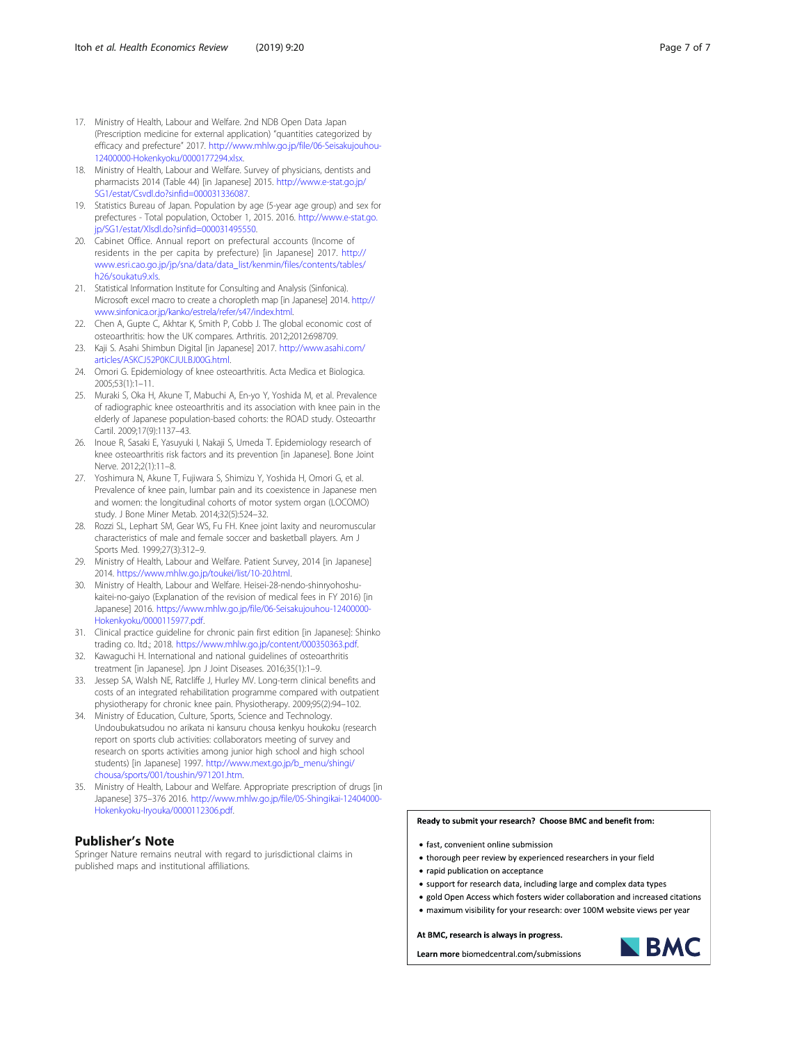17. Ministry of Health, Labour and Welfare. 2nd NDB Open Data Japan (Prescription medicine for external application) "quantities categorized by efficacy and prefecture" 2017. http://www.mhlw.go.jp/file/06-Seisakujouhou-12400000-Hokenkyoku/0000177294.xlsx.
18. Ministry of Health, Labour and Welfare. Survey of physicians, dentists and pharmacists 2014 (Table 44) [in Japanese] 2015. http://www.e-stat.go.jp/SG1/estat/Csvdl.do?sinfid=000031336087.
19. Statistics Bureau of Japan. Population by age (5-year age group) and sex for prefectures - Total population, October 1, 2015. 2016. http://www.e-stat.go.jp/SG1/estat/Xlsdl.do?sinfid=000031495550.
20. Cabinet Office. Annual report on prefectural accounts (Income of residents in the per capita by prefecture) [in Japanese] 2017. http://www.esri.cao.go.jp/jp/sna/data/data_list/kenmin/files/contents/tables/h26/soukatu9.xls.
21. Statistical Information Institute for Consulting and Analysis (Sinfonica). Microsoft excel macro to create a choropleth map [in Japanese] 2014. http://www.sinfonica.or.jp/kanko/estrela/refer/s47/index.html.
22. Chen A, Gupte C, Akhtar K, Smith P, Cobb J. The global economic cost of osteoarthritis: how the UK compares. Arthritis. 2012;2012:698709.
23. Kaji S. Asahi Shimbun Digital [in Japanese] 2017. http://www.asahi.com/articles/ASKCJ52P0KCJULBJ00G.html.
24. Omori G. Epidemiology of knee osteoarthritis. Acta Medica et Biologica. 2005;53(1):1–11.
25. Muraki S, Oka H, Akune T, Mabuchi A, En-yo Y, Yoshida M, et al. Prevalence of radiographic knee osteoarthritis and its association with knee pain in the elderly of Japanese population-based cohorts: the ROAD study. Osteoarthr Cartil. 2009;17(9):1137–43.
26. Inoue R, Sasaki E, Yasuyuki I, Nakaji S, Umeda T. Epidemiology research of knee osteoarthritis risk factors and its prevention [in Japanese]. Bone Joint Nerve. 2012;2(1):11–8.
27. Yoshimura N, Akune T, Fujiwara S, Shimizu Y, Yoshida H, Omori G, et al. Prevalence of knee pain, lumbar pain and its coexistence in Japanese men and women: the longitudinal cohorts of motor system organ (LOCOMO) study. J Bone Miner Metab. 2014;32(5):524–32.
28. Rozzi SL, Lephart SM, Gear WS, Fu FH. Knee joint laxity and neuromuscular characteristics of male and female soccer and basketball players. Am J Sports Med. 1999;27(3):312–9.
29. Ministry of Health, Labour and Welfare. Patient Survey, 2014 [in Japanese] 2014. https://www.mhlw.go.jp/toukei/list/10-20.html.
30. Ministry of Health, Labour and Welfare. Heisei-28-nendo-shinryohoshu-kaitei-no-gaiyo (Explanation of the revision of medical fees in FY 2016) [in Japanese] 2016. https://www.mhlw.go.jp/file/06-Seisakujouhou-12400000-Hokenkyoku/0000115977.pdf.
31. Clinical practice guideline for chronic pain first edition [in Japanese]: Shinko trading co. ltd.; 2018. https://www.mhlw.go.jp/content/000350363.pdf.
32. Kawaguchi H. International and national guidelines of osteoarthritis treatment [in Japanese]. Jpn J Joint Diseases. 2016;35(1):1–9.
33. Jessep SA, Walsh NE, Ratcliffe J, Hurley MV. Long-term clinical benefits and costs of an integrated rehabilitation programme compared with outpatient physiotherapy for chronic knee pain. Physiotherapy. 2009;95(2):94–102.
34. Ministry of Education, Culture, Sports, Science and Technology. Undoubukatsudou no arikata ni kansuru chousa kenkyu houkoku (research report on sports club activities: collaborators meeting of survey and research on sports activities among junior high school and high school students) [in Japanese] 1997. http://www.mext.go.jp/b_menu/shingi/chousa/sports/001/toushin/971201.htm.
35. Ministry of Health, Labour and Welfare. Appropriate prescription of drugs [in Japanese] 375–376 2016. http://www.mhlw.go.jp/file/05-Shingikai-12404000-Hokenkyoku-Iryouka/0000112306.pdf.

## Publisher's Note

Springer Nature remains neutral with regard to jurisdictional claims in published maps and institutional affiliations.

**Ready to submit your research? Choose BMC and benefit from:**

- fast, convenient online submission
- thorough peer review by experienced researchers in your field
- rapid publication on acceptance
- support for research data, including large and complex data types
- gold Open Access which fosters wider collaboration and increased citations
- maximum visibility for your research: over 100M website views per year

**At BMC, research is always in progress.**

**Learn more** biomedcentral.com/submissions

BMC